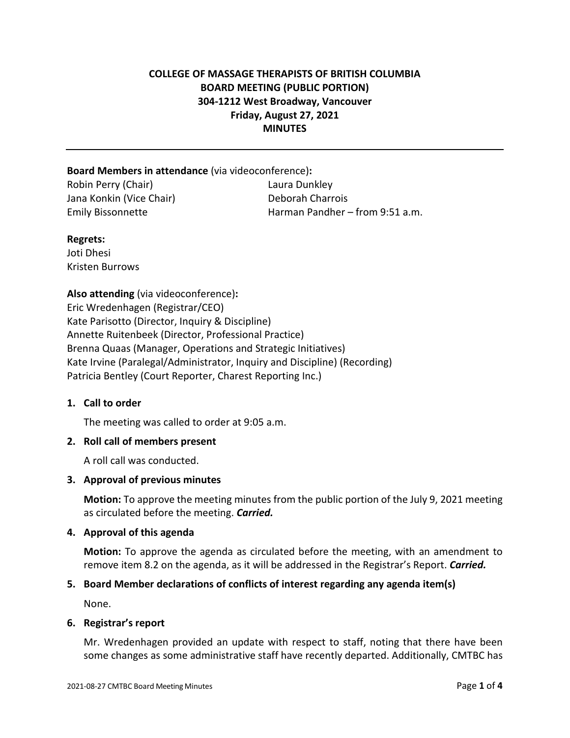# COLLEGE OF MASSAGE THERAPISTS OF BRITISH COLUMBIA
## BOARD MEETING (PUBLIC PORTION)
## 304-1212 West Broadway, Vancouver
## Friday, August 27, 2021
## MINUTES

---

**Board Members in attendance** (via videoconference)**:**

Robin Perry (Chair)
Jana Konkin (Vice Chair)
Emily Bissonnette
Laura Dunkley
Deborah Charrois
Harman Pandher – from 9:51 a.m.

**Regrets:**

Joti Dhesi
Kristen Burrows

**Also attending** (via videoconference)**:**

Eric Wredenhagen (Registrar/CEO)
Kate Parisotto (Director, Inquiry & Discipline)
Annette Ruitenbeek (Director, Professional Practice)
Brenna Quaas (Manager, Operations and Strategic Initiatives)
Kate Irvine (Paralegal/Administrator, Inquiry and Discipline) (Recording)
Patricia Bentley (Court Reporter, Charest Reporting Inc.)

1. **Call to order**

   The meeting was called to order at 9:05 a.m.

2. **Roll call of members present**

   A roll call was conducted.

3. **Approval of previous minutes**

   **Motion:** To approve the meeting minutes from the public portion of the July 9, 2021 meeting as circulated before the meeting. ***Carried.***

4. **Approval of this agenda**

   **Motion:** To approve the agenda as circulated before the meeting, with an amendment to remove item 8.2 on the agenda, as it will be addressed in the Registrar's Report. ***Carried.***

5. **Board Member declarations of conflicts of interest regarding any agenda item(s)**

   None.

6. **Registrar's report**

   Mr. Wredenhagen provided an update with respect to staff, noting that there have been some changes as some administrative staff have recently departed. Additionally, CMTBC has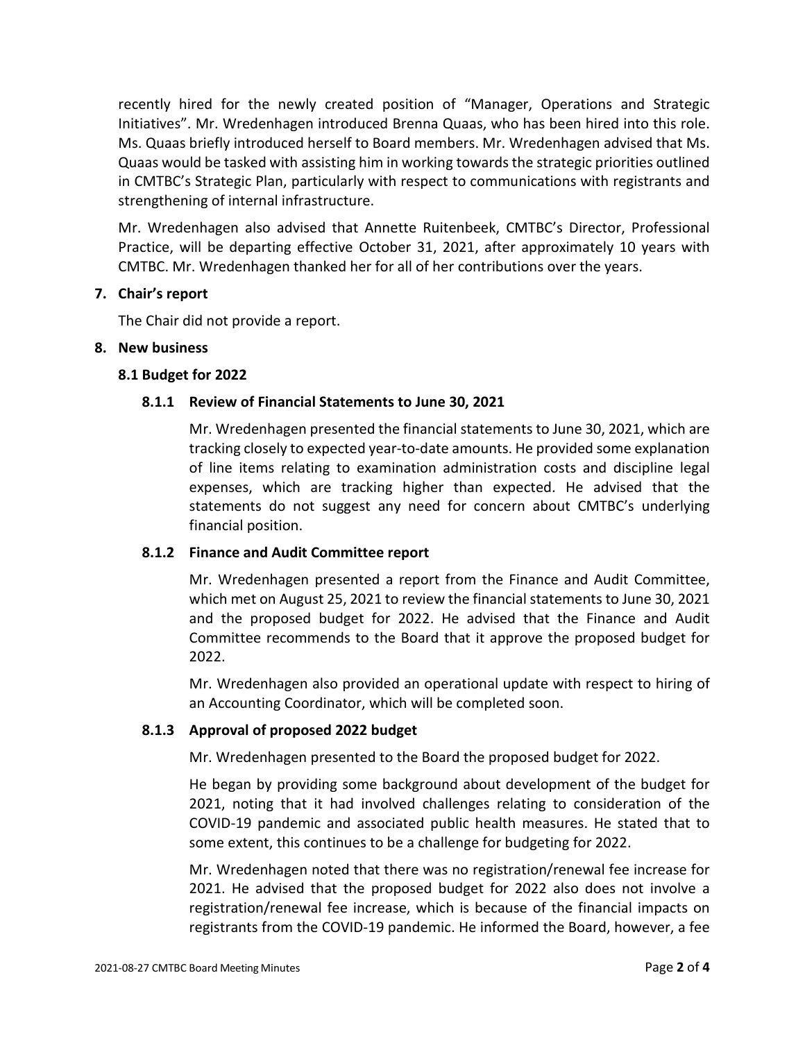recently hired for the newly created position of "Manager, Operations and Strategic Initiatives". Mr. Wredenhagen introduced Brenna Quaas, who has been hired into this role. Ms. Quaas briefly introduced herself to Board members. Mr. Wredenhagen advised that Ms. Quaas would be tasked with assisting him in working towards the strategic priorities outlined in CMTBC's Strategic Plan, particularly with respect to communications with registrants and strengthening of internal infrastructure.

Mr. Wredenhagen also advised that Annette Ruitenbeek, CMTBC's Director, Professional Practice, will be departing effective October 31, 2021, after approximately 10 years with CMTBC. Mr. Wredenhagen thanked her for all of her contributions over the years.

**7. Chair's report**

The Chair did not provide a report.

**8. New business**

**8.1 Budget for 2022**

**8.1.1 Review of Financial Statements to June 30, 2021**

Mr. Wredenhagen presented the financial statements to June 30, 2021, which are tracking closely to expected year-to-date amounts. He provided some explanation of line items relating to examination administration costs and discipline legal expenses, which are tracking higher than expected. He advised that the statements do not suggest any need for concern about CMTBC's underlying financial position.

**8.1.2 Finance and Audit Committee report**

Mr. Wredenhagen presented a report from the Finance and Audit Committee, which met on August 25, 2021 to review the financial statements to June 30, 2021 and the proposed budget for 2022. He advised that the Finance and Audit Committee recommends to the Board that it approve the proposed budget for 2022.

Mr. Wredenhagen also provided an operational update with respect to hiring of an Accounting Coordinator, which will be completed soon.

**8.1.3 Approval of proposed 2022 budget**

Mr. Wredenhagen presented to the Board the proposed budget for 2022.

He began by providing some background about development of the budget for 2021, noting that it had involved challenges relating to consideration of the COVID-19 pandemic and associated public health measures. He stated that to some extent, this continues to be a challenge for budgeting for 2022.

Mr. Wredenhagen noted that there was no registration/renewal fee increase for 2021. He advised that the proposed budget for 2022 also does not involve a registration/renewal fee increase, which is because of the financial impacts on registrants from the COVID-19 pandemic. He informed the Board, however, a fee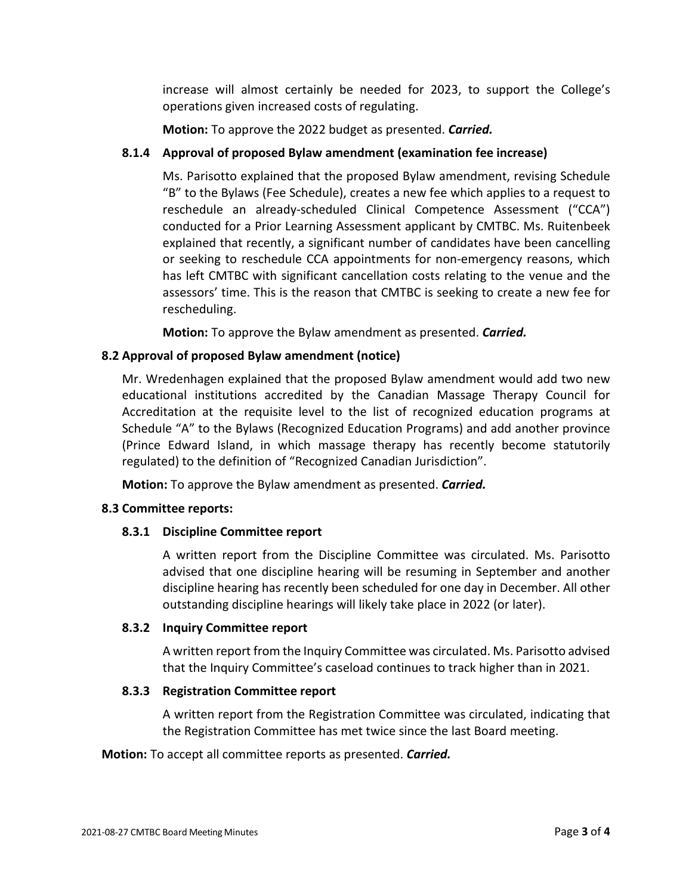increase will almost certainly be needed for 2023, to support the College's operations given increased costs of regulating.

**Motion:** To approve the 2022 budget as presented. ***Carried.***

#### 8.1.4 Approval of proposed Bylaw amendment (examination fee increase)

Ms. Parisotto explained that the proposed Bylaw amendment, revising Schedule "B" to the Bylaws (Fee Schedule), creates a new fee which applies to a request to reschedule an already-scheduled Clinical Competence Assessment ("CCA") conducted for a Prior Learning Assessment applicant by CMTBC. Ms. Ruitenbeek explained that recently, a significant number of candidates have been cancelling or seeking to reschedule CCA appointments for non-emergency reasons, which has left CMTBC with significant cancellation costs relating to the venue and the assessors' time. This is the reason that CMTBC is seeking to create a new fee for rescheduling.

**Motion:** To approve the Bylaw amendment as presented. ***Carried.***

### 8.2 Approval of proposed Bylaw amendment (notice)

Mr. Wredenhagen explained that the proposed Bylaw amendment would add two new educational institutions accredited by the Canadian Massage Therapy Council for Accreditation at the requisite level to the list of recognized education programs at Schedule "A" to the Bylaws (Recognized Education Programs) and add another province (Prince Edward Island, in which massage therapy has recently become statutorily regulated) to the definition of "Recognized Canadian Jurisdiction".

**Motion:** To approve the Bylaw amendment as presented. ***Carried.***

### 8.3 Committee reports:

#### 8.3.1 Discipline Committee report

A written report from the Discipline Committee was circulated. Ms. Parisotto advised that one discipline hearing will be resuming in September and another discipline hearing has recently been scheduled for one day in December. All other outstanding discipline hearings will likely take place in 2022 (or later).

#### 8.3.2 Inquiry Committee report

A written report from the Inquiry Committee was circulated. Ms. Parisotto advised that the Inquiry Committee's caseload continues to track higher than in 2021.

#### 8.3.3 Registration Committee report

A written report from the Registration Committee was circulated, indicating that the Registration Committee has met twice since the last Board meeting.

**Motion:** To accept all committee reports as presented. ***Carried.***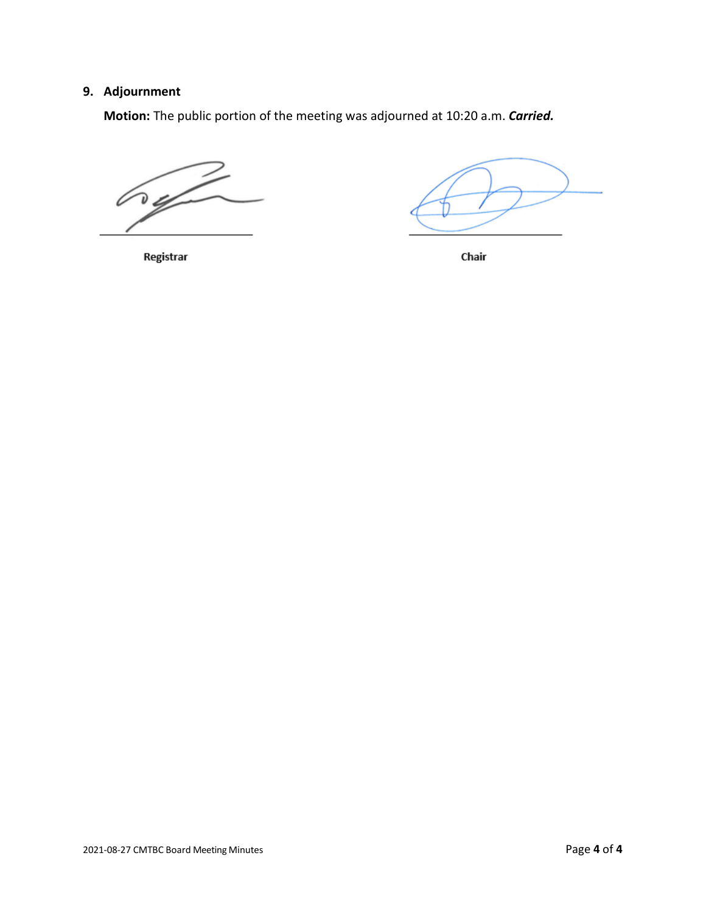## 9. Adjournment

**Motion:** The public portion of the meeting was adjourned at 10:20 a.m. ***Carried.***

Registrar

Chair